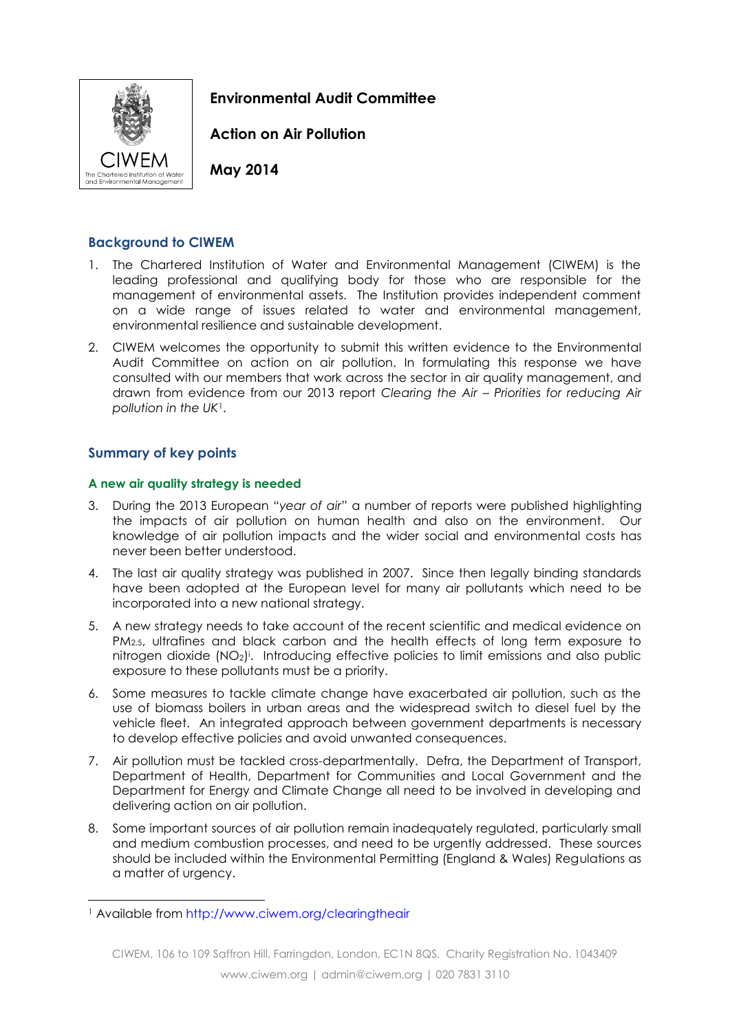# Environmental Audit Committee

## Action on Air Pollution

**May 2014**

## Background to CIWEM

1. The Chartered Institution of Water and Environmental Management (CIWEM) is the leading professional and qualifying body for those who are responsible for the management of environmental assets. The Institution provides independent comment on a wide range of issues related to water and environmental management, environmental resilience and sustainable development.

2. CIWEM welcomes the opportunity to submit this written evidence to the Environmental Audit Committee on action on air pollution. In formulating this response we have consulted with our members that work across the sector in air quality management, and drawn from evidence from our 2013 report *Clearing the Air – Priorities for reducing Air pollution in the UK*[1].

## Summary of key points

### A new air quality strategy is needed

3. During the 2013 European "*year of air*" a number of reports were published highlighting the impacts of air pollution on human health and also on the environment. Our knowledge of air pollution impacts and the wider social and environmental costs has never been better understood.

4. The last air quality strategy was published in 2007. Since then legally binding standards have been adopted at the European level for many air pollutants which need to be incorporated into a new national strategy.

5. A new strategy needs to take account of the recent scientific and medical evidence on $PM_{2.5}$, ultrafines and black carbon and the health effects of long term exposure to nitrogen dioxide ($NO_2$)[i]. Introducing effective policies to limit emissions and also public exposure to these pollutants must be a priority.

6. Some measures to tackle climate change have exacerbated air pollution, such as the use of biomass boilers in urban areas and the widespread switch to diesel fuel by the vehicle fleet. An integrated approach between government departments is necessary to develop effective policies and avoid unwanted consequences.

7. Air pollution must be tackled cross-departmentally. Defra, the Department of Transport, Department of Health, Department for Communities and Local Government and the Department for Energy and Climate Change all need to be involved in developing and delivering action on air pollution.

8. Some important sources of air pollution remain inadequately regulated, particularly small and medium combustion processes, and need to be urgently addressed. These sources should be included within the Environmental Permitting (England & Wales) Regulations as a matter of urgency.

[1] Available from http://www.ciwem.org/clearingtheair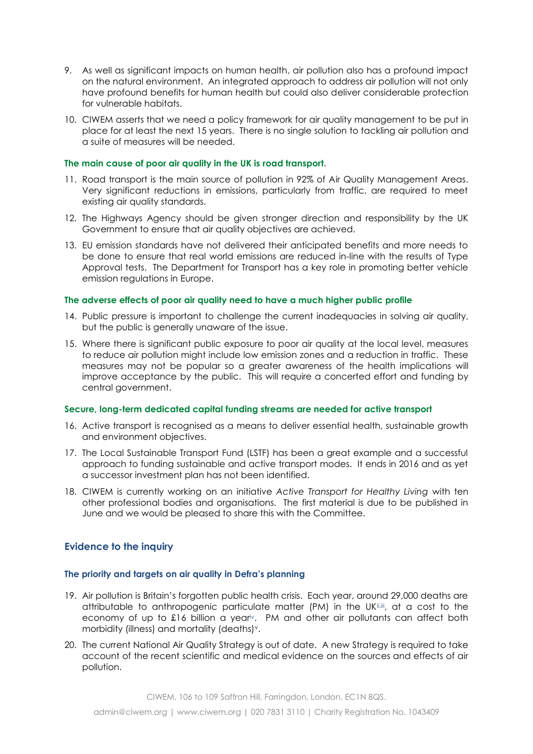9. As well as significant impacts on human health, air pollution also has a profound impact on the natural environment. An integrated approach to address air pollution will not only have profound benefits for human health but could also deliver considerable protection for vulnerable habitats.

10. CIWEM asserts that we need a policy framework for air quality management to be put in place for at least the next 15 years. There is no single solution to tackling air pollution and a suite of measures will be needed.

#### The main cause of poor air quality in the UK is road transport.

11. Road transport is the main source of pollution in 92% of Air Quality Management Areas. Very significant reductions in emissions, particularly from traffic, are required to meet existing air quality standards.

12. The Highways Agency should be given stronger direction and responsibility by the UK Government to ensure that air quality objectives are achieved.

13. EU emission standards have not delivered their anticipated benefits and more needs to be done to ensure that real world emissions are reduced in-line with the results of Type Approval tests. The Department for Transport has a key role in promoting better vehicle emission regulations in Europe.

#### The adverse effects of poor air quality need to have a much higher public profile

14. Public pressure is important to challenge the current inadequacies in solving air quality, but the public is generally unaware of the issue.

15. Where there is significant public exposure to poor air quality at the local level, measures to reduce air pollution might include low emission zones and a reduction in traffic. These measures may not be popular so a greater awareness of the health implications will improve acceptance by the public. This will require a concerted effort and funding by central government.

#### Secure, long-term dedicated capital funding streams are needed for active transport

16. Active transport is recognised as a means to deliver essential health, sustainable growth and environment objectives.

17. The Local Sustainable Transport Fund (LSTF) has been a great example and a successful approach to funding sustainable and active transport modes. It ends in 2016 and as yet a successor investment plan has not been identified.

18. CIWEM is currently working on an initiative *Active Transport for Healthy Living* with ten other professional bodies and organisations. The first material is due to be published in June and we would be pleased to share this with the Committee.

## Evidence to the inquiry

#### The priority and targets on air quality in Defra's planning

19. Air pollution is Britain's forgotten public health crisis. Each year, around 29,000 deaths are attributable to anthropogenic particulate matter (PM) in the UK[ii,iii], at a cost to the economy of up to £16 billion a year[iv]. PM and other air pollutants can affect both morbidity (illness) and mortality (deaths)[v].

20. The current National Air Quality Strategy is out of date. A new Strategy is required to take account of the recent scientific and medical evidence on the sources and effects of air pollution.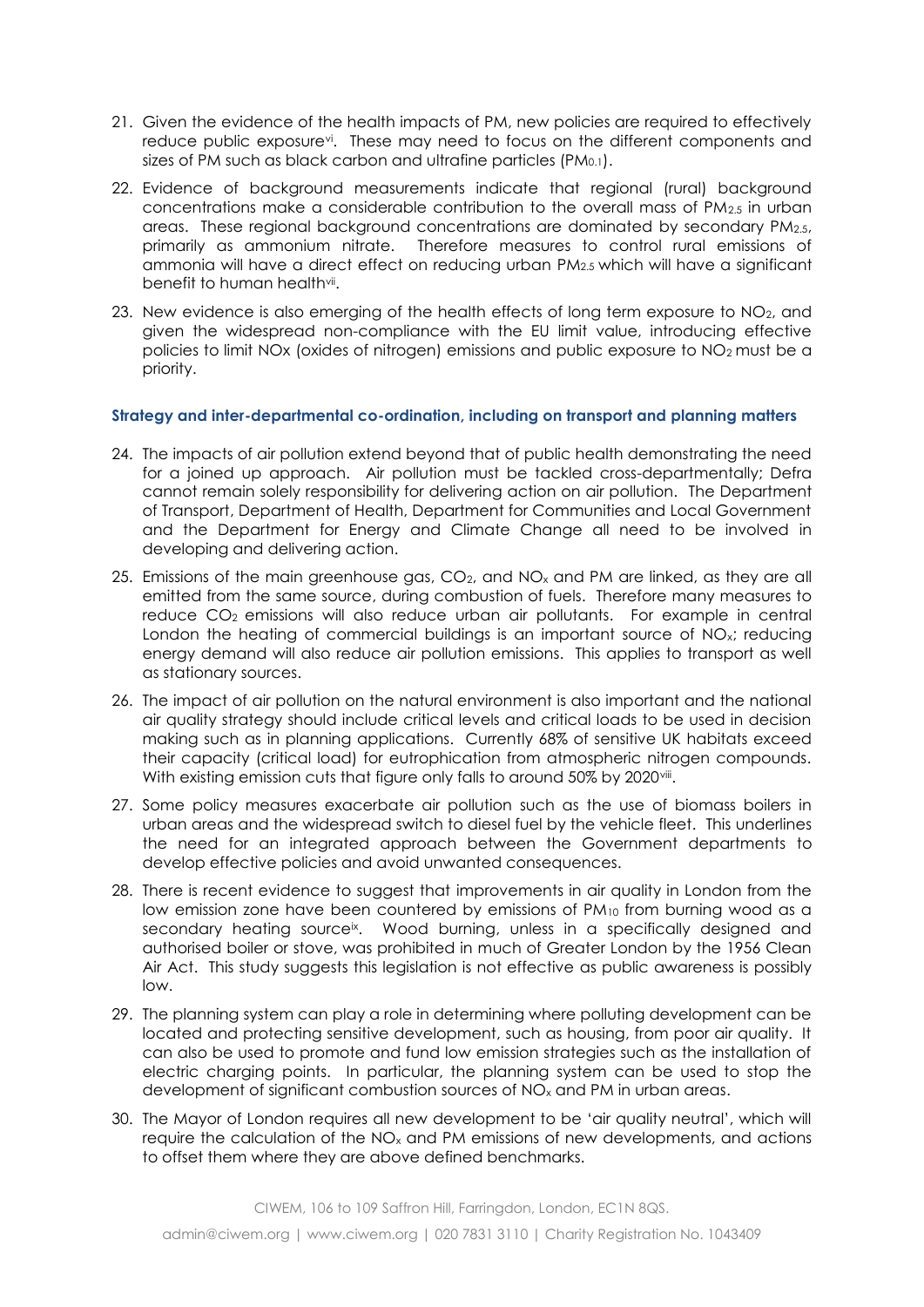21. Given the evidence of the health impacts of PM, new policies are required to effectively reduce public exposure[vi]. These may need to focus on the different components and sizes of PM such as black carbon and ultrafine particles ($PM_{0.1}$).

22. Evidence of background measurements indicate that regional (rural) background concentrations make a considerable contribution to the overall mass of $PM_{2.5}$ in urban areas. These regional background concentrations are dominated by secondary $PM_{2.5}$, primarily as ammonium nitrate. Therefore measures to control rural emissions of ammonia will have a direct effect on reducing urban $PM_{2.5}$ which will have a significant benefit to human health[vii].

23. New evidence is also emerging of the health effects of long term exposure to $NO_2$, and given the widespread non-compliance with the EU limit value, introducing effective policies to limit NOx (oxides of nitrogen) emissions and public exposure to $NO_2$ must be a priority.

### Strategy and inter-departmental co-ordination, including on transport and planning matters

24. The impacts of air pollution extend beyond that of public health demonstrating the need for a joined up approach. Air pollution must be tackled cross-departmentally; Defra cannot remain solely responsibility for delivering action on air pollution. The Department of Transport, Department of Health, Department for Communities and Local Government and the Department for Energy and Climate Change all need to be involved in developing and delivering action.

25. Emissions of the main greenhouse gas, $CO_2$, and $NO_x$ and PM are linked, as they are all emitted from the same source, during combustion of fuels. Therefore many measures to reduce $CO_2$ emissions will also reduce urban air pollutants. For example in central London the heating of commercial buildings is an important source of $NO_x$; reducing energy demand will also reduce air pollution emissions. This applies to transport as well as stationary sources.

26. The impact of air pollution on the natural environment is also important and the national air quality strategy should include critical levels and critical loads to be used in decision making such as in planning applications. Currently 68% of sensitive UK habitats exceed their capacity (critical load) for eutrophication from atmospheric nitrogen compounds. With existing emission cuts that figure only falls to around 50% by 2020[viii].

27. Some policy measures exacerbate air pollution such as the use of biomass boilers in urban areas and the widespread switch to diesel fuel by the vehicle fleet. This underlines the need for an integrated approach between the Government departments to develop effective policies and avoid unwanted consequences.

28. There is recent evidence to suggest that improvements in air quality in London from the low emission zone have been countered by emissions of $PM_{10}$ from burning wood as a secondary heating source[ix]. Wood burning, unless in a specifically designed and authorised boiler or stove, was prohibited in much of Greater London by the 1956 Clean Air Act. This study suggests this legislation is not effective as public awareness is possibly low.

29. The planning system can play a role in determining where polluting development can be located and protecting sensitive development, such as housing, from poor air quality. It can also be used to promote and fund low emission strategies such as the installation of electric charging points. In particular, the planning system can be used to stop the development of significant combustion sources of $NO_x$ and PM in urban areas.

30. The Mayor of London requires all new development to be 'air quality neutral', which will require the calculation of the $NO_x$ and PM emissions of new developments, and actions to offset them where they are above defined benchmarks.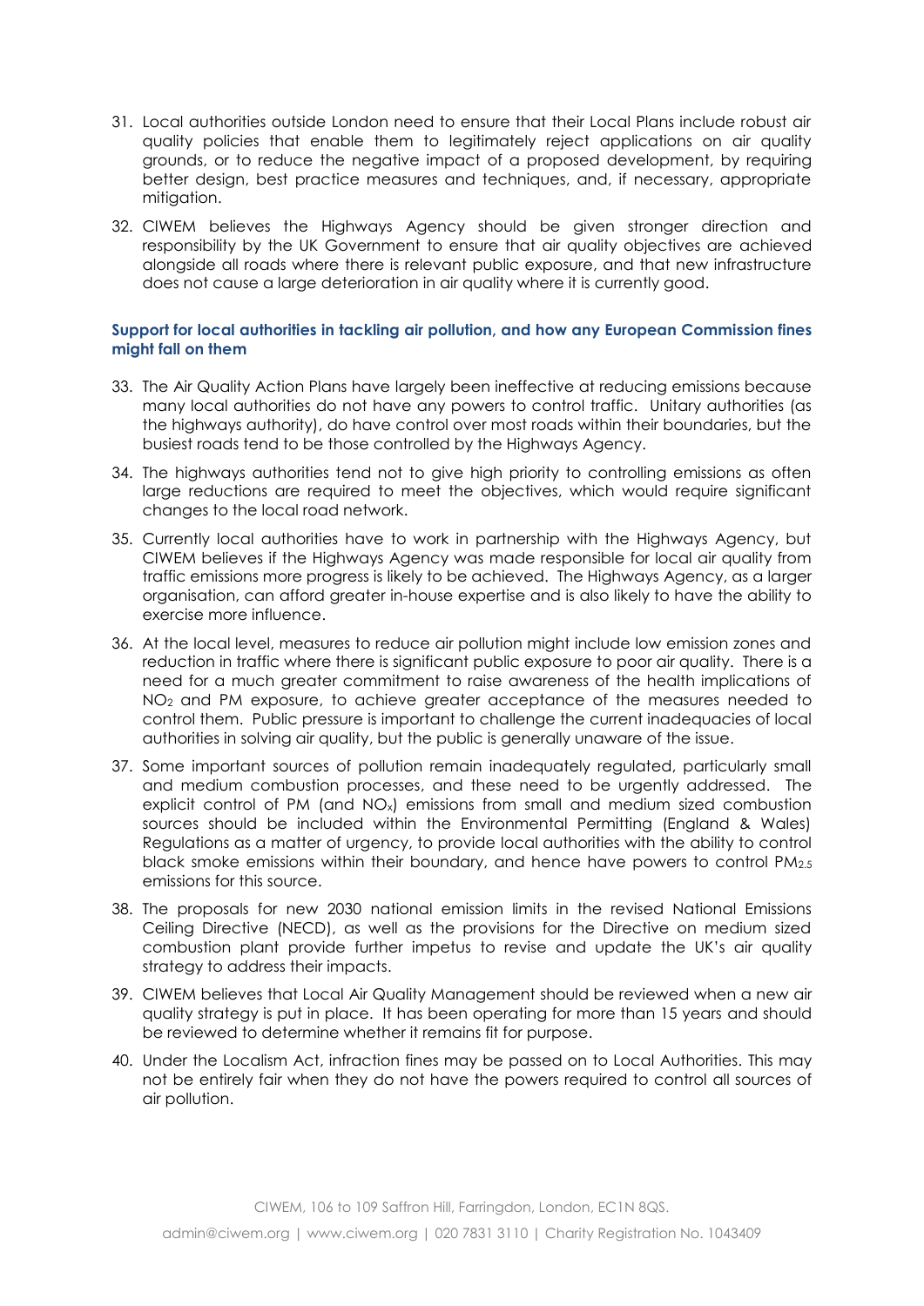31. Local authorities outside London need to ensure that their Local Plans include robust air quality policies that enable them to legitimately reject applications on air quality grounds, or to reduce the negative impact of a proposed development, by requiring better design, best practice measures and techniques, and, if necessary, appropriate mitigation.
32. CIWEM believes the Highways Agency should be given stronger direction and responsibility by the UK Government to ensure that air quality objectives are achieved alongside all roads where there is relevant public exposure, and that new infrastructure does not cause a large deterioration in air quality where it is currently good.

### Support for local authorities in tackling air pollution, and how any European Commission fines might fall on them

33. The Air Quality Action Plans have largely been ineffective at reducing emissions because many local authorities do not have any powers to control traffic. Unitary authorities (as the highways authority), do have control over most roads within their boundaries, but the busiest roads tend to be those controlled by the Highways Agency.
34. The highways authorities tend not to give high priority to controlling emissions as often large reductions are required to meet the objectives, which would require significant changes to the local road network.
35. Currently local authorities have to work in partnership with the Highways Agency, but CIWEM believes if the Highways Agency was made responsible for local air quality from traffic emissions more progress is likely to be achieved. The Highways Agency, as a larger organisation, can afford greater in-house expertise and is also likely to have the ability to exercise more influence.
36. At the local level, measures to reduce air pollution might include low emission zones and reduction in traffic where there is significant public exposure to poor air quality. There is a need for a much greater commitment to raise awareness of the health implications of $NO_2$ and PM exposure, to achieve greater acceptance of the measures needed to control them. Public pressure is important to challenge the current inadequacies of local authorities in solving air quality, but the public is generally unaware of the issue.
37. Some important sources of pollution remain inadequately regulated, particularly small and medium combustion processes, and these need to be urgently addressed. The explicit control of PM (and $NO_x$) emissions from small and medium sized combustion sources should be included within the Environmental Permitting (England & Wales) Regulations as a matter of urgency, to provide local authorities with the ability to control black smoke emissions within their boundary, and hence have powers to control $PM_{2.5}$ emissions for this source.
38. The proposals for new 2030 national emission limits in the revised National Emissions Ceiling Directive (NECD), as well as the provisions for the Directive on medium sized combustion plant provide further impetus to revise and update the UK's air quality strategy to address their impacts.
39. CIWEM believes that Local Air Quality Management should be reviewed when a new air quality strategy is put in place. It has been operating for more than 15 years and should be reviewed to determine whether it remains fit for purpose.
40. Under the Localism Act, infraction fines may be passed on to Local Authorities. This may not be entirely fair when they do not have the powers required to control all sources of air pollution.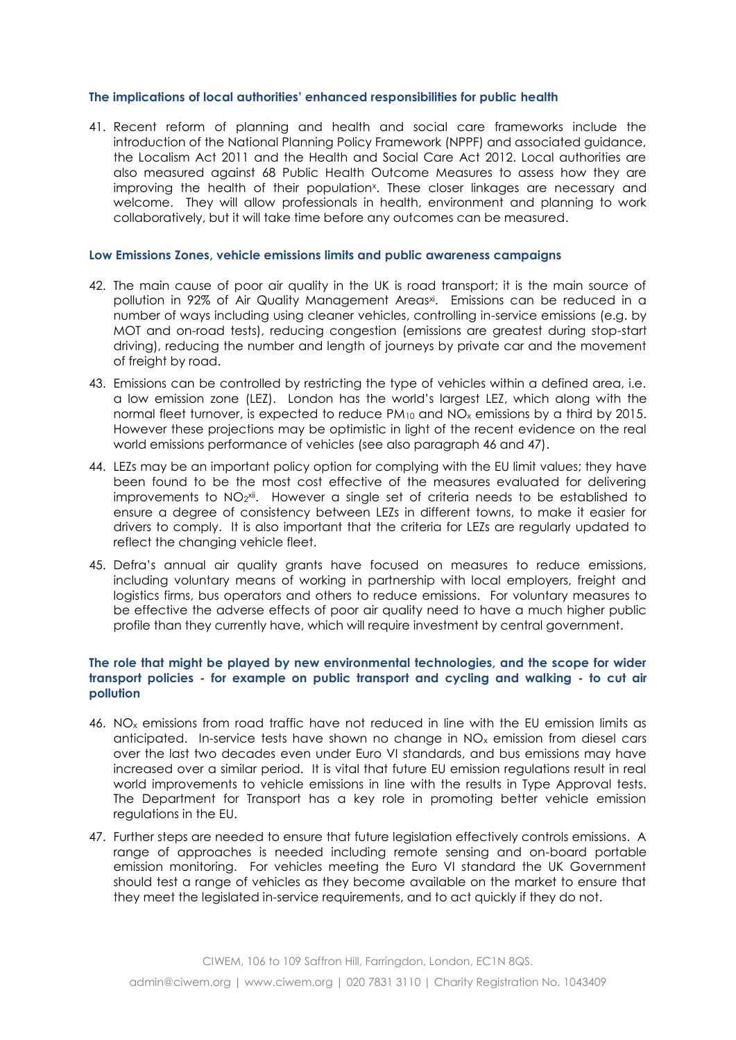### The implications of local authorities' enhanced responsibilities for public health

41. Recent reform of planning and health and social care frameworks include the introduction of the National Planning Policy Framework (NPPF) and associated guidance, the Localism Act 2011 and the Health and Social Care Act 2012. Local authorities are also measured against 68 Public Health Outcome Measures to assess how they are improving the health of their population[x]. These closer linkages are necessary and welcome. They will allow professionals in health, environment and planning to work collaboratively, but it will take time before any outcomes can be measured.

### Low Emissions Zones, vehicle emissions limits and public awareness campaigns

42. The main cause of poor air quality in the UK is road transport; it is the main source of pollution in 92% of Air Quality Management Areas[xi]. Emissions can be reduced in a number of ways including using cleaner vehicles, controlling in-service emissions (e.g. by MOT and on-road tests), reducing congestion (emissions are greatest during stop-start driving), reducing the number and length of journeys by private car and the movement of freight by road.

43. Emissions can be controlled by restricting the type of vehicles within a defined area, i.e. a low emission zone (LEZ). London has the world's largest LEZ, which along with the normal fleet turnover, is expected to reduce $PM_{10}$ and $NO_x$ emissions by a third by 2015. However these projections may be optimistic in light of the recent evidence on the real world emissions performance of vehicles (see also paragraph 46 and 47).

44. LEZs may be an important policy option for complying with the EU limit values; they have been found to be the most cost effective of the measures evaluated for delivering improvements to $NO_2$[xii]. However a single set of criteria needs to be established to ensure a degree of consistency between LEZs in different towns, to make it easier for drivers to comply. It is also important that the criteria for LEZs are regularly updated to reflect the changing vehicle fleet.

45. Defra's annual air quality grants have focused on measures to reduce emissions, including voluntary means of working in partnership with local employers, freight and logistics firms, bus operators and others to reduce emissions. For voluntary measures to be effective the adverse effects of poor air quality need to have a much higher public profile than they currently have, which will require investment by central government.

### The role that might be played by new environmental technologies, and the scope for wider transport policies - for example on public transport and cycling and walking - to cut air pollution

46. $NO_x$ emissions from road traffic have not reduced in line with the EU emission limits as anticipated. In-service tests have shown no change in $NO_x$ emission from diesel cars over the last two decades even under Euro VI standards, and bus emissions may have increased over a similar period. It is vital that future EU emission regulations result in real world improvements to vehicle emissions in line with the results in Type Approval tests. The Department for Transport has a key role in promoting better vehicle emission regulations in the EU.

47. Further steps are needed to ensure that future legislation effectively controls emissions. A range of approaches is needed including remote sensing and on-board portable emission monitoring. For vehicles meeting the Euro VI standard the UK Government should test a range of vehicles as they become available on the market to ensure that they meet the legislated in-service requirements, and to act quickly if they do not.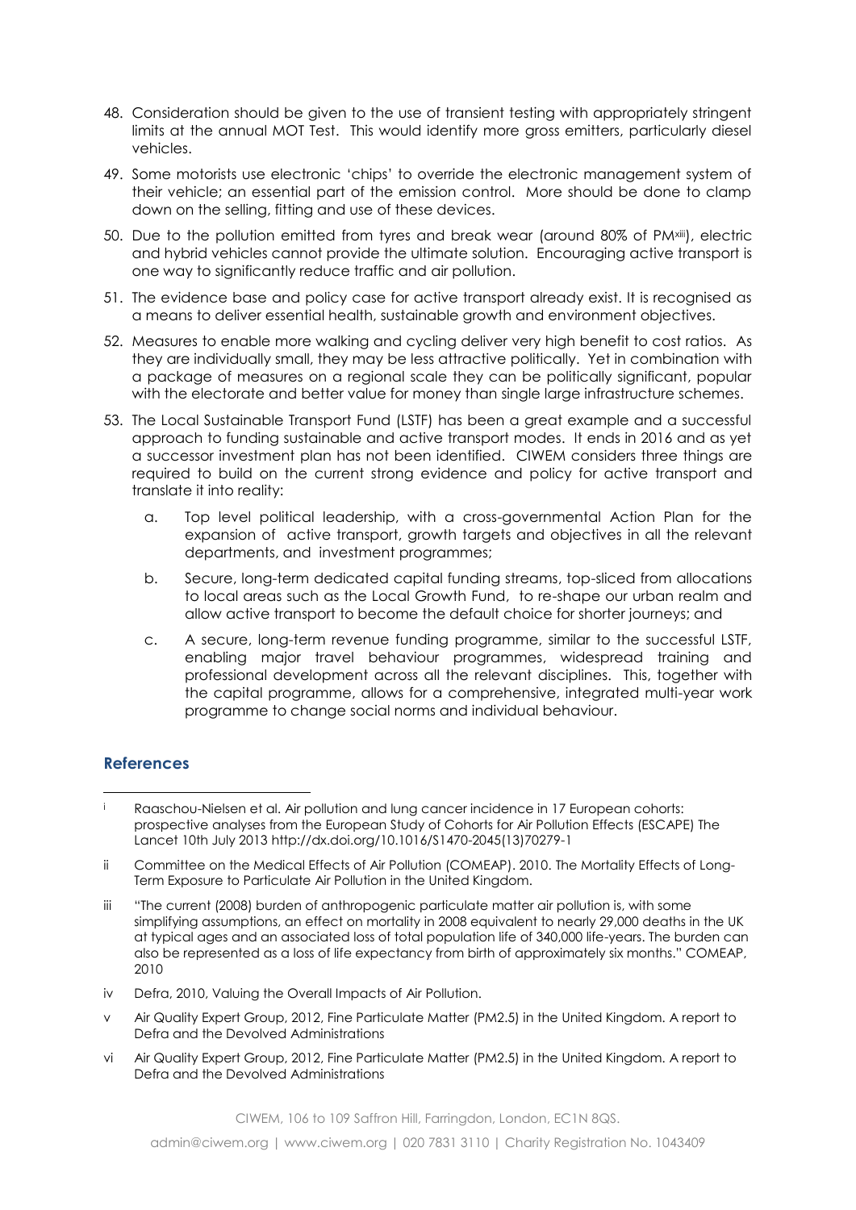48. Consideration should be given to the use of transient testing with appropriately stringent limits at the annual MOT Test. This would identify more gross emitters, particularly diesel vehicles.

49. Some motorists use electronic 'chips' to override the electronic management system of their vehicle; an essential part of the emission control. More should be done to clamp down on the selling, fitting and use of these devices.

50. Due to the pollution emitted from tyres and break wear (around 80% of PM[xiii]), electric and hybrid vehicles cannot provide the ultimate solution. Encouraging active transport is one way to significantly reduce traffic and air pollution.

51. The evidence base and policy case for active transport already exist. It is recognised as a means to deliver essential health, sustainable growth and environment objectives.

52. Measures to enable more walking and cycling deliver very high benefit to cost ratios. As they are individually small, they may be less attractive politically. Yet in combination with a package of measures on a regional scale they can be politically significant, popular with the electorate and better value for money than single large infrastructure schemes.

53. The Local Sustainable Transport Fund (LSTF) has been a great example and a successful approach to funding sustainable and active transport modes. It ends in 2016 and as yet a successor investment plan has not been identified. CIWEM considers three things are required to build on the current strong evidence and policy for active transport and translate it into reality:

    a. Top level political leadership, with a cross-governmental Action Plan for the expansion of active transport, growth targets and objectives in all the relevant departments, and investment programmes;

    b. Secure, long-term dedicated capital funding streams, top-sliced from allocations to local areas such as the Local Growth Fund, to re-shape our urban realm and allow active transport to become the default choice for shorter journeys; and

    c. A secure, long-term revenue funding programme, similar to the successful LSTF, enabling major travel behaviour programmes, widespread training and professional development across all the relevant disciplines. This, together with the capital programme, allows for a comprehensive, integrated multi-year work programme to change social norms and individual behaviour.

## References

i Raaschou-Nielsen et al. Air pollution and lung cancer incidence in 17 European cohorts: prospective analyses from the European Study of Cohorts for Air Pollution Effects (ESCAPE) The Lancet 10th July 2013 http://dx.doi.org/10.1016/S1470-2045(13)70279-1

ii Committee on the Medical Effects of Air Pollution (COMEAP). 2010. The Mortality Effects of Long-Term Exposure to Particulate Air Pollution in the United Kingdom.

iii "The current (2008) burden of anthropogenic particulate matter air pollution is, with some simplifying assumptions, an effect on mortality in 2008 equivalent to nearly 29,000 deaths in the UK at typical ages and an associated loss of total population life of 340,000 life-years. The burden can also be represented as a loss of life expectancy from birth of approximately six months." COMEAP, 2010

iv Defra, 2010, Valuing the Overall Impacts of Air Pollution.

v Air Quality Expert Group, 2012, Fine Particulate Matter (PM2.5) in the United Kingdom. A report to Defra and the Devolved Administrations

vi Air Quality Expert Group, 2012, Fine Particulate Matter (PM2.5) in the United Kingdom. A report to Defra and the Devolved Administrations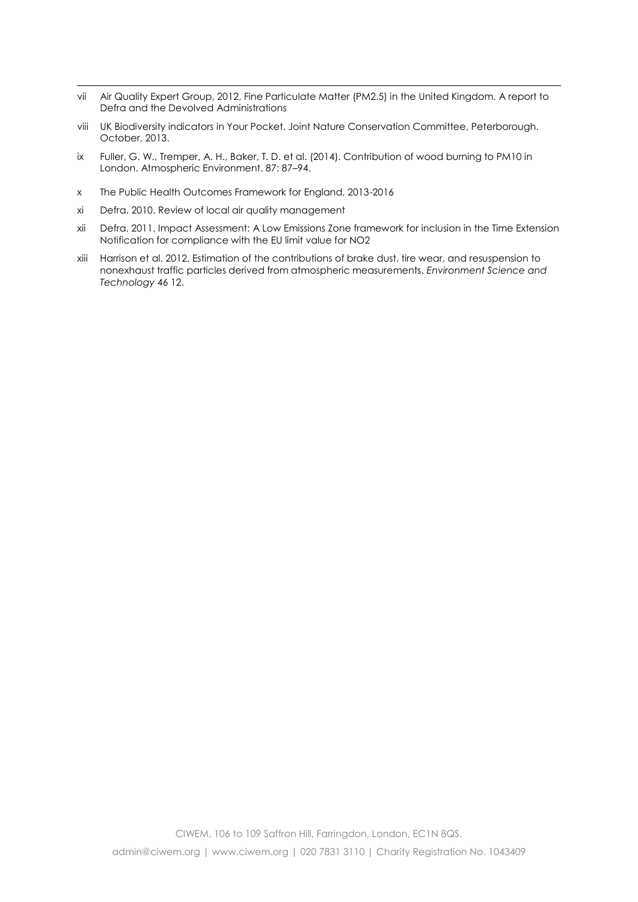vii Air Quality Expert Group, 2012, Fine Particulate Matter (PM2.5) in the United Kingdom. A report to Defra and the Devolved Administrations

viii UK Biodiversity indicators in Your Pocket. Joint Nature Conservation Committee, Peterborough. October, 2013.

ix Fuller, G. W., Tremper, A. H., Baker, T. D. et al. (2014). Contribution of wood burning to PM10 in London. Atmospheric Environment. 87: 87–94.

x The Public Health Outcomes Framework for England, 2013-2016

xi Defra. 2010. Review of local air quality management

xii Defra. 2011. Impact Assessment: A Low Emissions Zone framework for inclusion in the Time Extension Notification for compliance with the EU limit value for NO2

xiii Harrison et al. 2012. Estimation of the contributions of brake dust, tire wear, and resuspension to nonexhaust traffic particles derived from atmospheric measurements. *Environment Science and Technology* 46 12.

CIWEM, 106 to 109 Saffron Hill, Farringdon, London, EC1N 8QS.

admin@ciwem.org | www.ciwem.org | 020 7831 3110 | Charity Registration No. 1043409